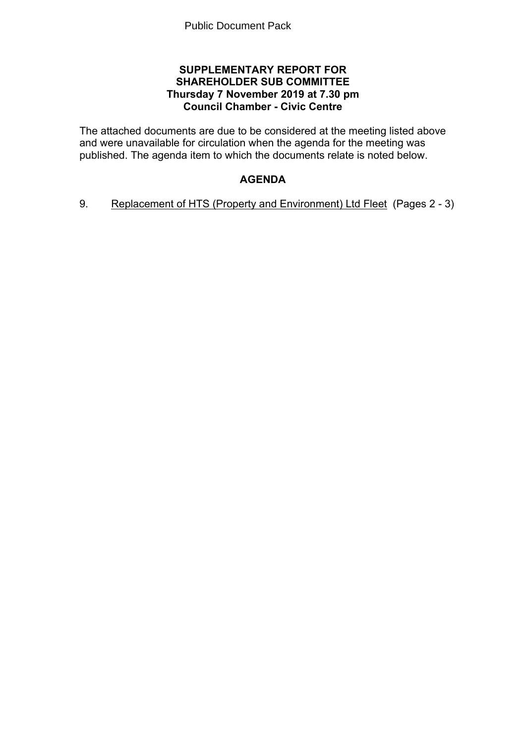Public Document Pack

**SUPPLEMENTARY REPORT FOR**
**SHAREHOLDER SUB COMMITTEE**
**Thursday 7 November 2019 at 7.30 pm**
**Council Chamber - Civic Centre**

The attached documents are due to be considered at the meeting listed above and were unavailable for circulation when the agenda for the meeting was published. The agenda item to which the documents relate is noted below.

## AGENDA

9. Replacement of HTS (Property and Environment) Ltd Fleet (Pages 2 - 3)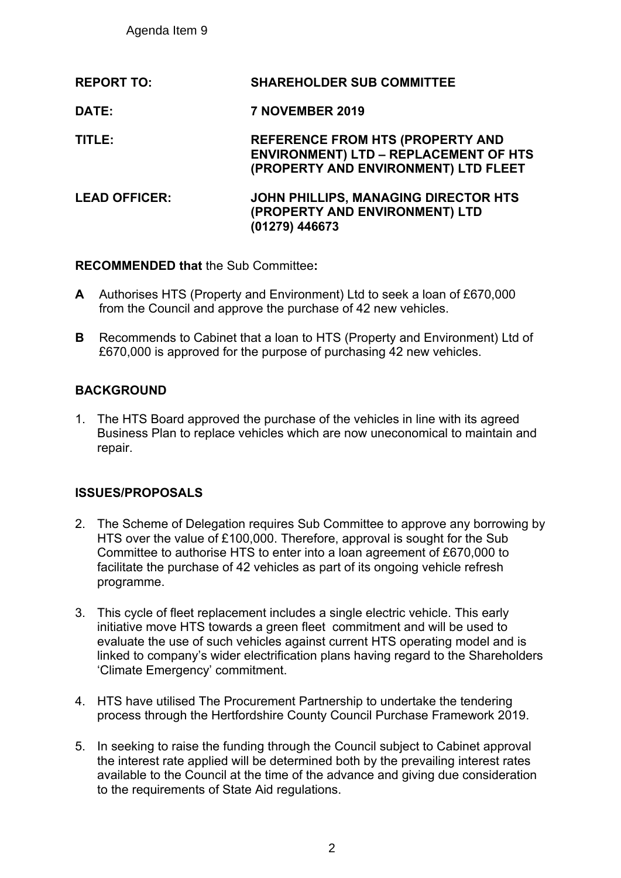Agenda Item 9

**REPORT TO:** **SHAREHOLDER SUB COMMITTEE**

**DATE:** **7 NOVEMBER 2019**

**TITLE:** **REFERENCE FROM HTS (PROPERTY AND ENVIRONMENT) LTD – REPLACEMENT OF HTS (PROPERTY AND ENVIRONMENT) LTD FLEET**

**LEAD OFFICER:** **JOHN PHILLIPS, MANAGING DIRECTOR HTS (PROPERTY AND ENVIRONMENT) LTD (01279) 446673**

**RECOMMENDED that** the Sub Committee**:**

**A** Authorises HTS (Property and Environment) Ltd to seek a loan of £670,000 from the Council and approve the purchase of 42 new vehicles.

**B** Recommends to Cabinet that a loan to HTS (Property and Environment) Ltd of £670,000 is approved for the purpose of purchasing 42 new vehicles.

## BACKGROUND

1. The HTS Board approved the purchase of the vehicles in line with its agreed Business Plan to replace vehicles which are now uneconomical to maintain and repair.

## ISSUES/PROPOSALS

2. The Scheme of Delegation requires Sub Committee to approve any borrowing by HTS over the value of £100,000. Therefore, approval is sought for the Sub Committee to authorise HTS to enter into a loan agreement of £670,000 to facilitate the purchase of 42 vehicles as part of its ongoing vehicle refresh programme.

3. This cycle of fleet replacement includes a single electric vehicle. This early initiative move HTS towards a green fleet commitment and will be used to evaluate the use of such vehicles against current HTS operating model and is linked to company's wider electrification plans having regard to the Shareholders 'Climate Emergency' commitment.

4. HTS have utilised The Procurement Partnership to undertake the tendering process through the Hertfordshire County Council Purchase Framework 2019.

5. In seeking to raise the funding through the Council subject to Cabinet approval the interest rate applied will be determined both by the prevailing interest rates available to the Council at the time of the advance and giving due consideration to the requirements of State Aid regulations.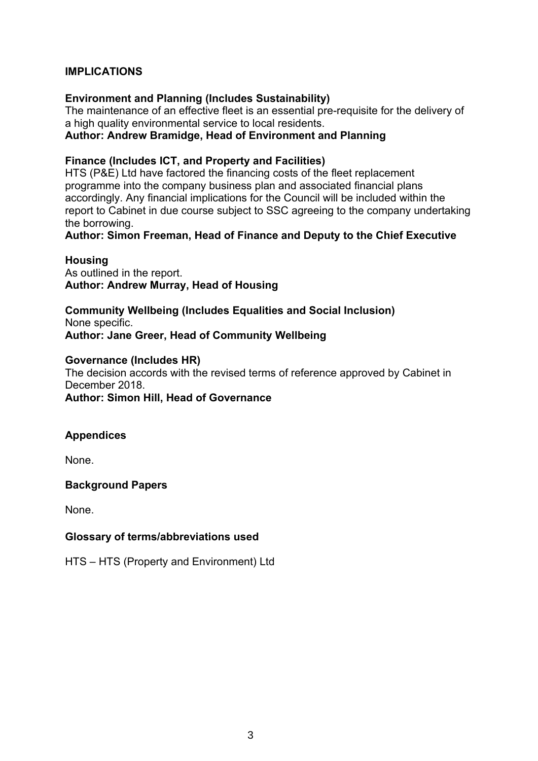## IMPLICATIONS

**Environment and Planning (Includes Sustainability)**
The maintenance of an effective fleet is an essential pre-requisite for the delivery of a high quality environmental service to local residents.
**Author: Andrew Bramidge, Head of Environment and Planning**

**Finance (Includes ICT, and Property and Facilities)**
HTS (P&E) Ltd have factored the financing costs of the fleet replacement programme into the company business plan and associated financial plans accordingly. Any financial implications for the Council will be included within the report to Cabinet in due course subject to SSC agreeing to the company undertaking the borrowing.
**Author: Simon Freeman, Head of Finance and Deputy to the Chief Executive**

**Housing**
As outlined in the report.
**Author: Andrew Murray, Head of Housing**

**Community Wellbeing (Includes Equalities and Social Inclusion)**
None specific.
**Author: Jane Greer, Head of Community Wellbeing**

**Governance (Includes HR)**
The decision accords with the revised terms of reference approved by Cabinet in December 2018.
**Author: Simon Hill, Head of Governance**

**Appendices**

None.

**Background Papers**

None.

**Glossary of terms/abbreviations used**

HTS – HTS (Property and Environment) Ltd